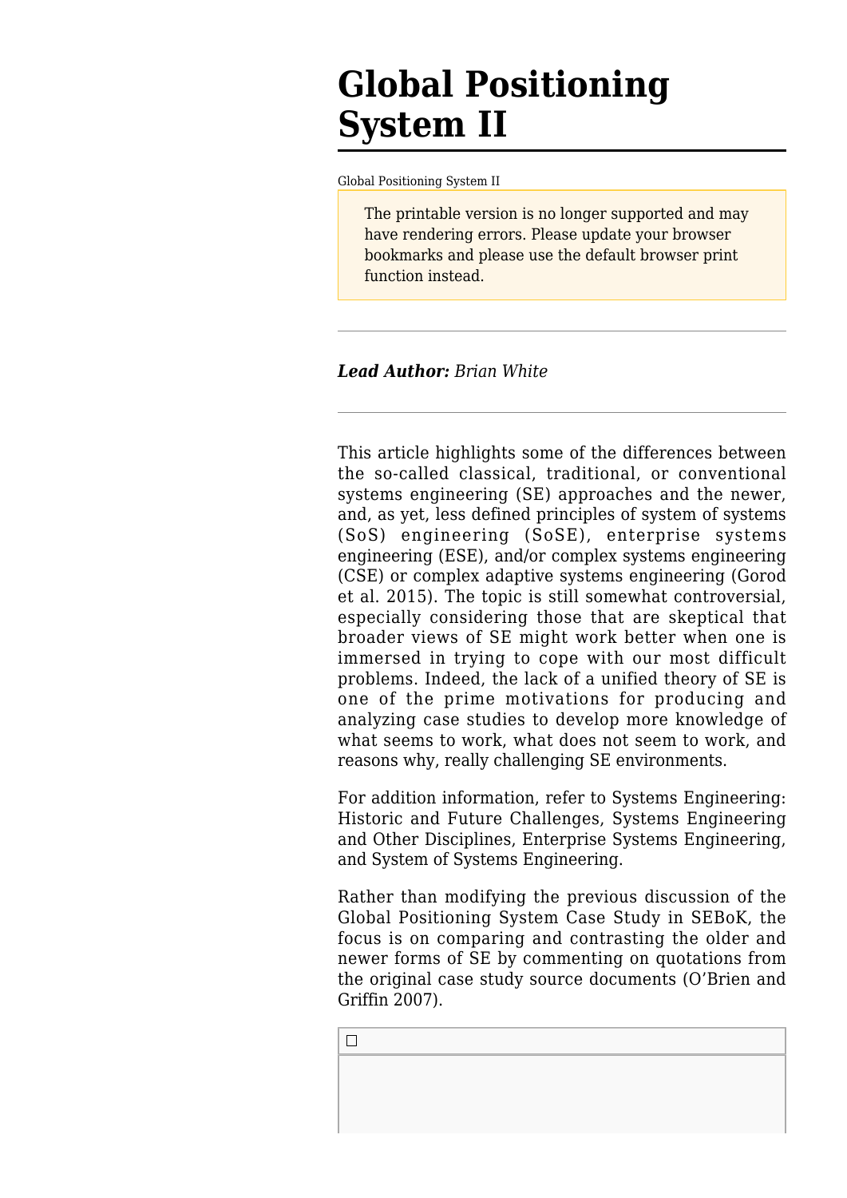# Global Positioning System II

Global Positioning System II

The printable version is no longer supported and may have rendering errors. Please update your browser bookmarks and please use the default browser print function instead.

---

***Lead Author:*** *Brian White*

---

This article highlights some of the differences between the so-called classical, traditional, or conventional systems engineering (SE) approaches and the newer, and, as yet, less defined principles of system of systems (SoS) engineering (SoSE), enterprise systems engineering (ESE), and/or complex systems engineering (CSE) or complex adaptive systems engineering (Gorod et al. 2015). The topic is still somewhat controversial, especially considering those that are skeptical that broader views of SE might work better when one is immersed in trying to cope with our most difficult problems. Indeed, the lack of a unified theory of SE is one of the prime motivations for producing and analyzing case studies to develop more knowledge of what seems to work, what does not seem to work, and reasons why, really challenging SE environments.

For addition information, refer to Systems Engineering: Historic and Future Challenges, Systems Engineering and Other Disciplines, Enterprise Systems Engineering, and System of Systems Engineering.

Rather than modifying the previous discussion of the Global Positioning System Case Study in SEBoK, the focus is on comparing and contrasting the older and newer forms of SE by commenting on quotations from the original case study source documents (O'Brien and Griffin 2007).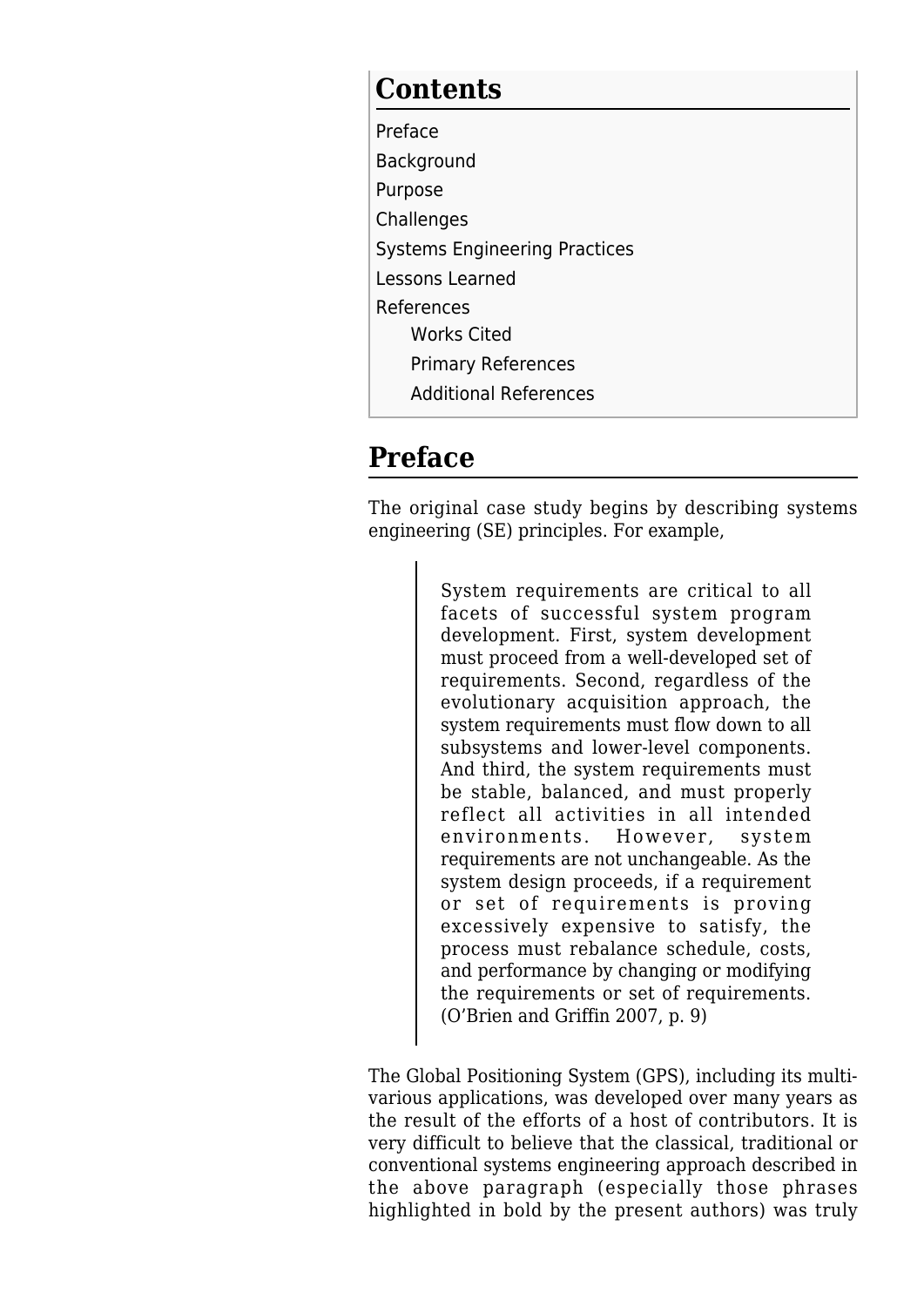## Contents

- Preface
- Background
- Purpose
- Challenges
- Systems Engineering Practices
- Lessons Learned
- References
  - Works Cited
  - Primary References
  - Additional References

## Preface

The original case study begins by describing systems engineering (SE) principles. For example,

> System requirements are critical to all facets of successful system program development. First, system development must proceed from a well-developed set of requirements. Second, regardless of the evolutionary acquisition approach, the system requirements must flow down to all subsystems and lower-level components. And third, the system requirements must be stable, balanced, and must properly reflect all activities in all intended environments. However, system requirements are not unchangeable. As the system design proceeds, if a requirement or set of requirements is proving excessively expensive to satisfy, the process must rebalance schedule, costs, and performance by changing or modifying the requirements or set of requirements. (O'Brien and Griffin 2007, p. 9)

The Global Positioning System (GPS), including its multi-various applications, was developed over many years as the result of the efforts of a host of contributors. It is very difficult to believe that the classical, traditional or conventional systems engineering approach described in the above paragraph (especially those phrases highlighted in bold by the present authors) was truly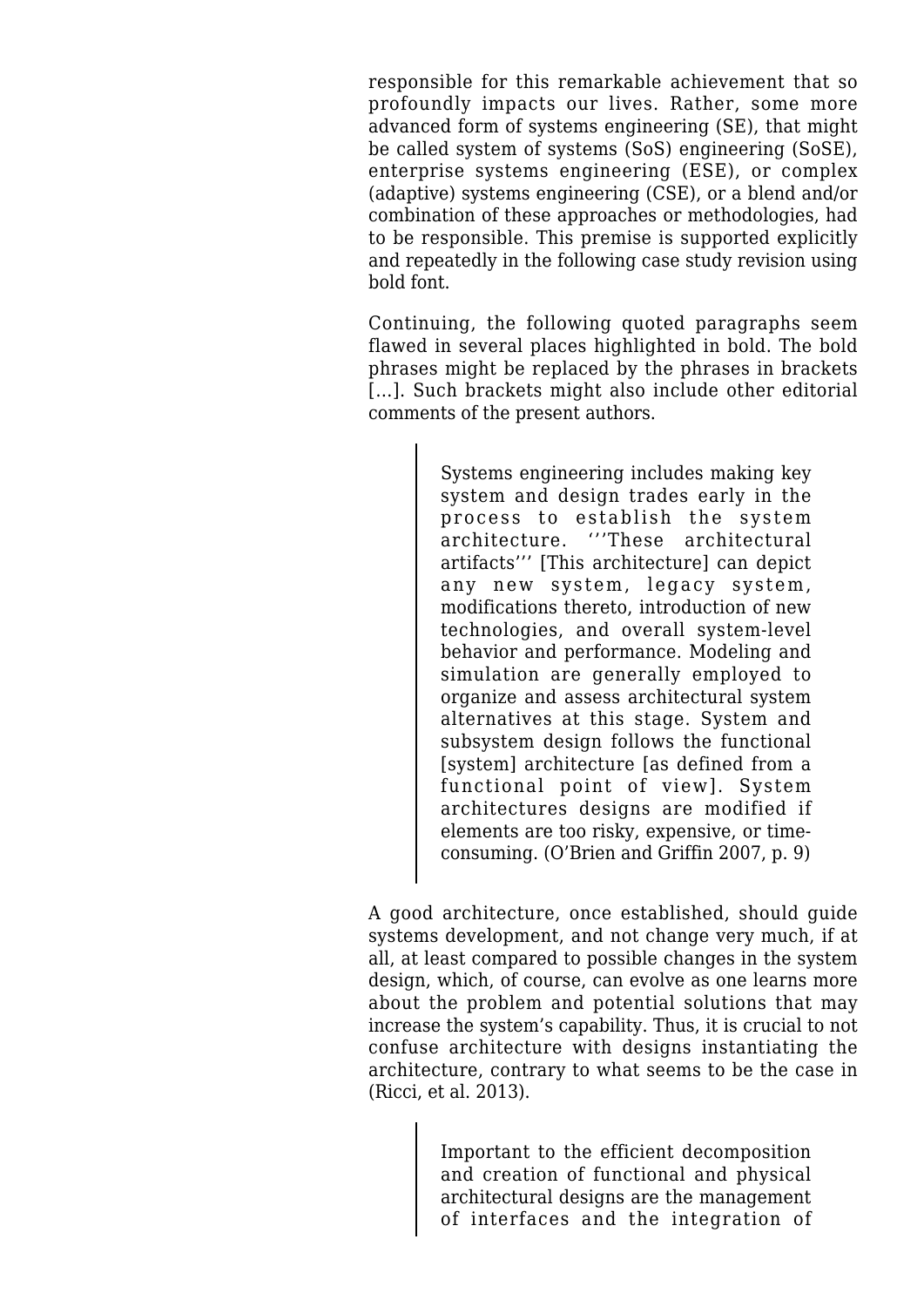responsible for this remarkable achievement that so profoundly impacts our lives. Rather, some more advanced form of systems engineering (SE), that might be called system of systems (SoS) engineering (SoSE), enterprise systems engineering (ESE), or complex (adaptive) systems engineering (CSE), or a blend and/or combination of these approaches or methodologies, had to be responsible. This premise is supported explicitly and repeatedly in the following case study revision using bold font.

Continuing, the following quoted paragraphs seem flawed in several places highlighted in bold. The bold phrases might be replaced by the phrases in brackets [...]. Such brackets might also include other editorial comments of the present authors.

> Systems engineering includes making key system and design trades early in the process to establish the system architecture. '''These architectural artifacts''' [This architecture] can depict any new system, legacy system, modifications thereto, introduction of new technologies, and overall system-level behavior and performance. Modeling and simulation are generally employed to organize and assess architectural system alternatives at this stage. System and subsystem design follows the functional [system] architecture [as defined from a functional point of view]. System architectures designs are modified if elements are too risky, expensive, or time-consuming. (O'Brien and Griffin 2007, p. 9)

A good architecture, once established, should guide systems development, and not change very much, if at all, at least compared to possible changes in the system design, which, of course, can evolve as one learns more about the problem and potential solutions that may increase the system's capability. Thus, it is crucial to not confuse architecture with designs instantiating the architecture, contrary to what seems to be the case in (Ricci, et al. 2013).

> Important to the efficient decomposition and creation of functional and physical architectural designs are the management of interfaces and the integration of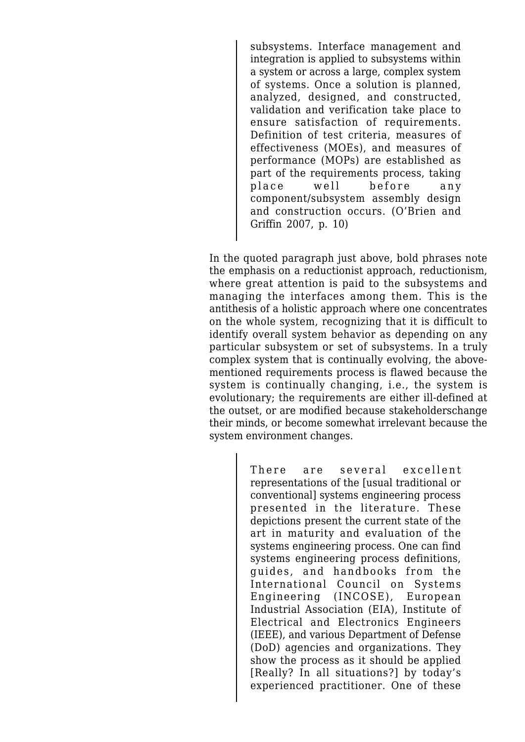> subsystems. Interface management and integration is applied to subsystems within a system or across a large, complex system of systems. Once a solution is planned, analyzed, designed, and constructed, validation and verification take place to ensure satisfaction of requirements. Definition of test criteria, measures of effectiveness (MOEs), and measures of performance (MOPs) are established as part of the requirements process, taking place well before any component/subsystem assembly design and construction occurs. (O'Brien and Griffin 2007, p. 10)

In the quoted paragraph just above, bold phrases note the emphasis on a reductionist approach, reductionism, where great attention is paid to the subsystems and managing the interfaces among them. This is the antithesis of a holistic approach where one concentrates on the whole system, recognizing that it is difficult to identify overall system behavior as depending on any particular subsystem or set of subsystems. In a truly complex system that is continually evolving, the above-mentioned requirements process is flawed because the system is continually changing, i.e., the system is evolutionary; the requirements are either ill-defined at the outset, or are modified because stakeholderschange their minds, or become somewhat irrelevant because the system environment changes.

> There are several excellent representations of the [usual traditional or conventional] systems engineering process presented in the literature. These depictions present the current state of the art in maturity and evaluation of the systems engineering process. One can find systems engineering process definitions, guides, and handbooks from the International Council on Systems Engineering (INCOSE), European Industrial Association (EIA), Institute of Electrical and Electronics Engineers (IEEE), and various Department of Defense (DoD) agencies and organizations. They show the process as it should be applied [Really? In all situations?] by today's experienced practitioner. One of these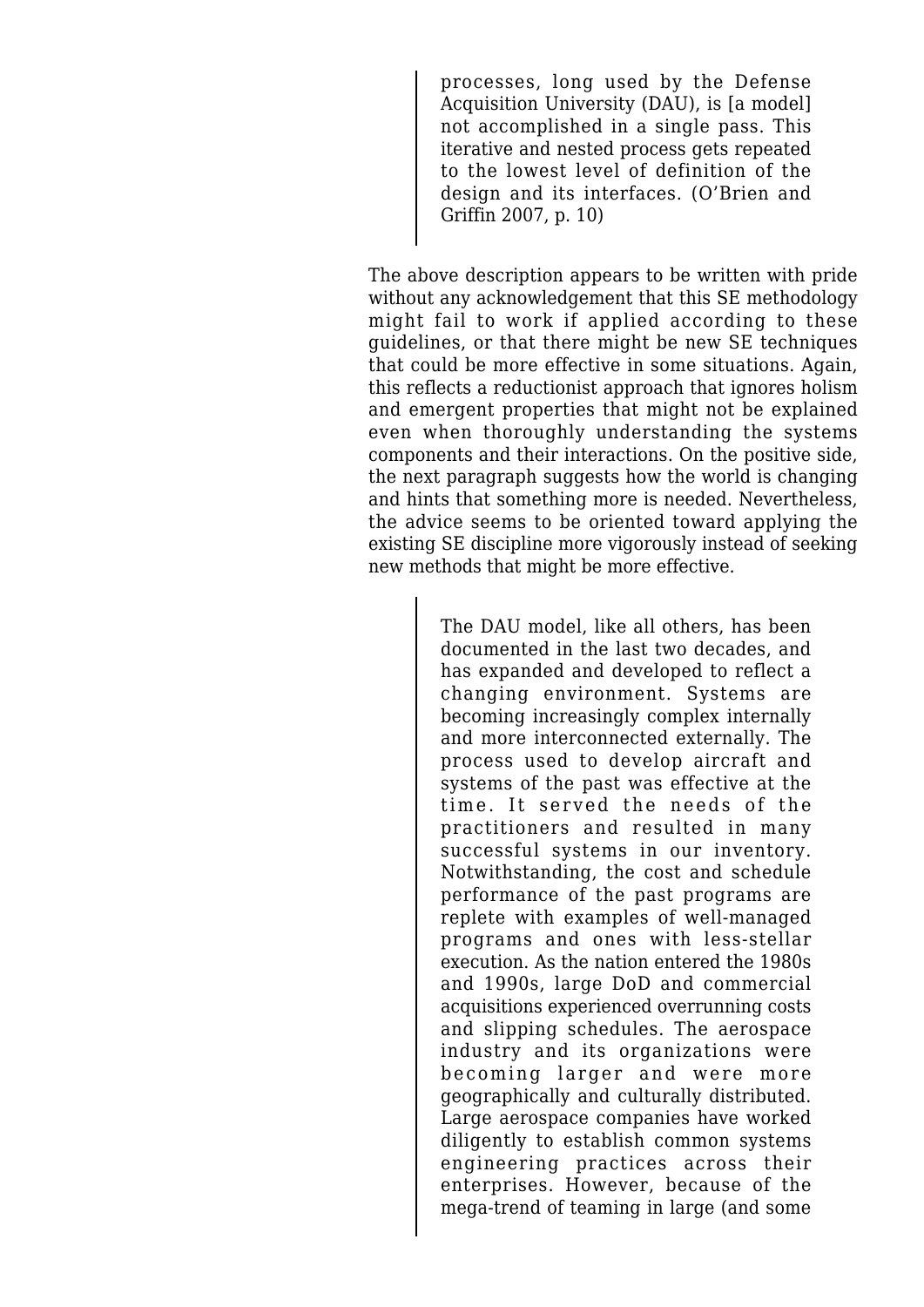> processes, long used by the Defense Acquisition University (DAU), is [a model] not accomplished in a single pass. This iterative and nested process gets repeated to the lowest level of definition of the design and its interfaces. (O'Brien and Griffin 2007, p. 10)

The above description appears to be written with pride without any acknowledgement that this SE methodology might fail to work if applied according to these guidelines, or that there might be new SE techniques that could be more effective in some situations. Again, this reflects a reductionist approach that ignores holism and emergent properties that might not be explained even when thoroughly understanding the systems components and their interactions. On the positive side, the next paragraph suggests how the world is changing and hints that something more is needed. Nevertheless, the advice seems to be oriented toward applying the existing SE discipline more vigorously instead of seeking new methods that might be more effective.

> The DAU model, like all others, has been documented in the last two decades, and has expanded and developed to reflect a changing environment. Systems are becoming increasingly complex internally and more interconnected externally. The process used to develop aircraft and systems of the past was effective at the time. It served the needs of the practitioners and resulted in many successful systems in our inventory. Notwithstanding, the cost and schedule performance of the past programs are replete with examples of well-managed programs and ones with less-stellar execution. As the nation entered the 1980s and 1990s, large DoD and commercial acquisitions experienced overrunning costs and slipping schedules. The aerospace industry and its organizations were becoming larger and were more geographically and culturally distributed. Large aerospace companies have worked diligently to establish common systems engineering practices across their enterprises. However, because of the mega-trend of teaming in large (and some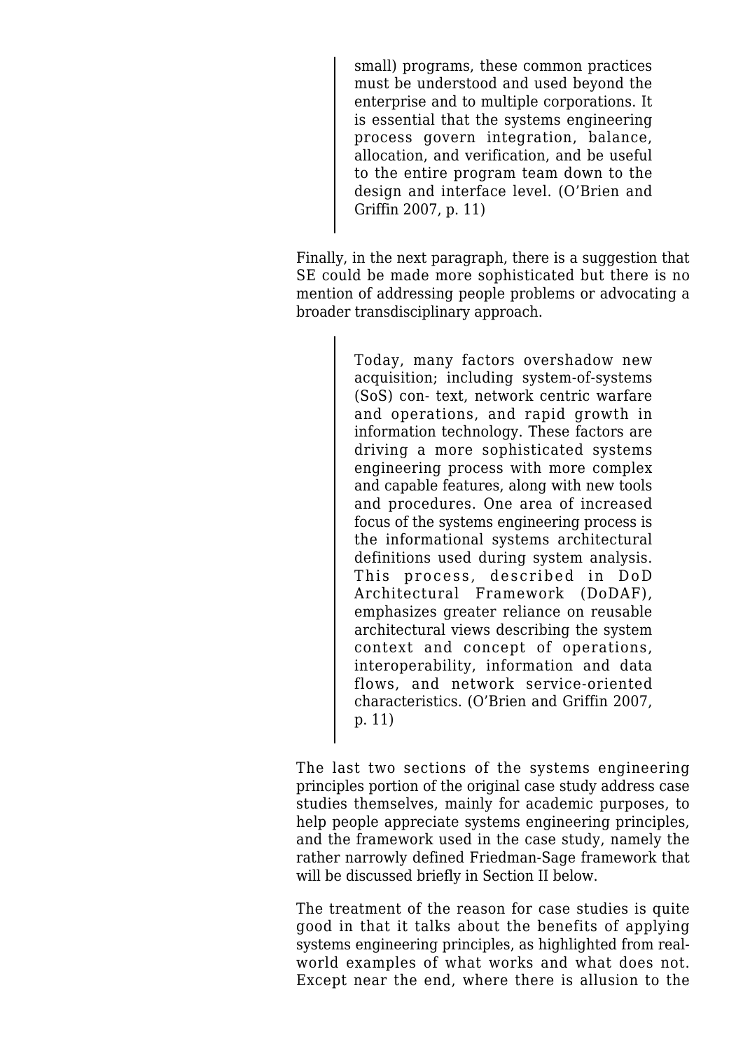> small) programs, these common practices must be understood and used beyond the enterprise and to multiple corporations. It is essential that the systems engineering process govern integration, balance, allocation, and verification, and be useful to the entire program team down to the design and interface level. (O'Brien and Griffin 2007, p. 11)

Finally, in the next paragraph, there is a suggestion that SE could be made more sophisticated but there is no mention of addressing people problems or advocating a broader transdisciplinary approach.

> Today, many factors overshadow new acquisition; including system-of-systems (SoS) con- text, network centric warfare and operations, and rapid growth in information technology. These factors are driving a more sophisticated systems engineering process with more complex and capable features, along with new tools and procedures. One area of increased focus of the systems engineering process is the informational systems architectural definitions used during system analysis. This process, described in DoD Architectural Framework (DoDAF), emphasizes greater reliance on reusable architectural views describing the system context and concept of operations, interoperability, information and data flows, and network service-oriented characteristics. (O'Brien and Griffin 2007, p. 11)

The last two sections of the systems engineering principles portion of the original case study address case studies themselves, mainly for academic purposes, to help people appreciate systems engineering principles, and the framework used in the case study, namely the rather narrowly defined Friedman-Sage framework that will be discussed briefly in Section II below.

The treatment of the reason for case studies is quite good in that it talks about the benefits of applying systems engineering principles, as highlighted from real-world examples of what works and what does not. Except near the end, where there is allusion to the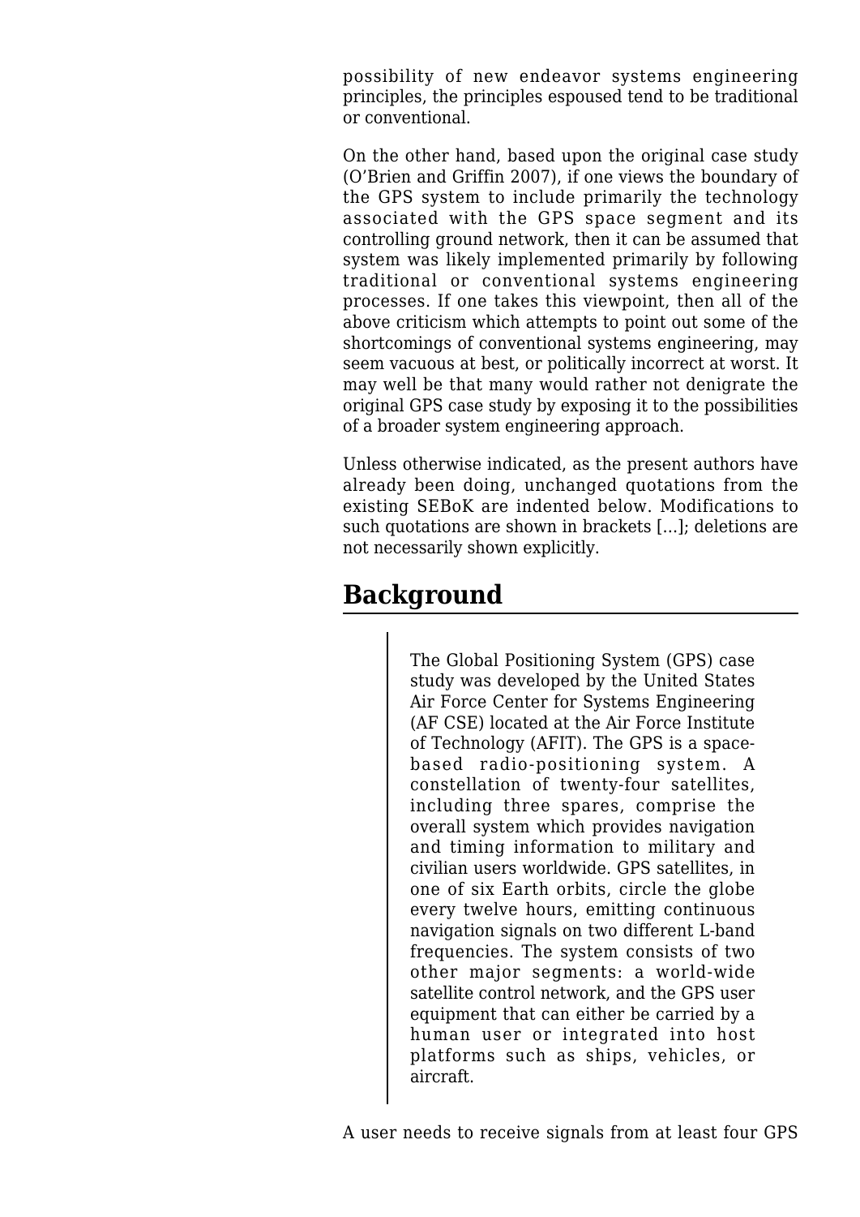possibility of new endeavor systems engineering principles, the principles espoused tend to be traditional or conventional.

On the other hand, based upon the original case study (O'Brien and Griffin 2007), if one views the boundary of the GPS system to include primarily the technology associated with the GPS space segment and its controlling ground network, then it can be assumed that system was likely implemented primarily by following traditional or conventional systems engineering processes. If one takes this viewpoint, then all of the above criticism which attempts to point out some of the shortcomings of conventional systems engineering, may seem vacuous at best, or politically incorrect at worst. It may well be that many would rather not denigrate the original GPS case study by exposing it to the possibilities of a broader system engineering approach.

Unless otherwise indicated, as the present authors have already been doing, unchanged quotations from the existing SEBoK are indented below. Modifications to such quotations are shown in brackets [...]; deletions are not necessarily shown explicitly.

## Background

> The Global Positioning System (GPS) case study was developed by the United States Air Force Center for Systems Engineering (AF CSE) located at the Air Force Institute of Technology (AFIT). The GPS is a space-based radio-positioning system. A constellation of twenty-four satellites, including three spares, comprise the overall system which provides navigation and timing information to military and civilian users worldwide. GPS satellites, in one of six Earth orbits, circle the globe every twelve hours, emitting continuous navigation signals on two different L-band frequencies. The system consists of two other major segments: a world-wide satellite control network, and the GPS user equipment that can either be carried by a human user or integrated into host platforms such as ships, vehicles, or aircraft.

A user needs to receive signals from at least four GPS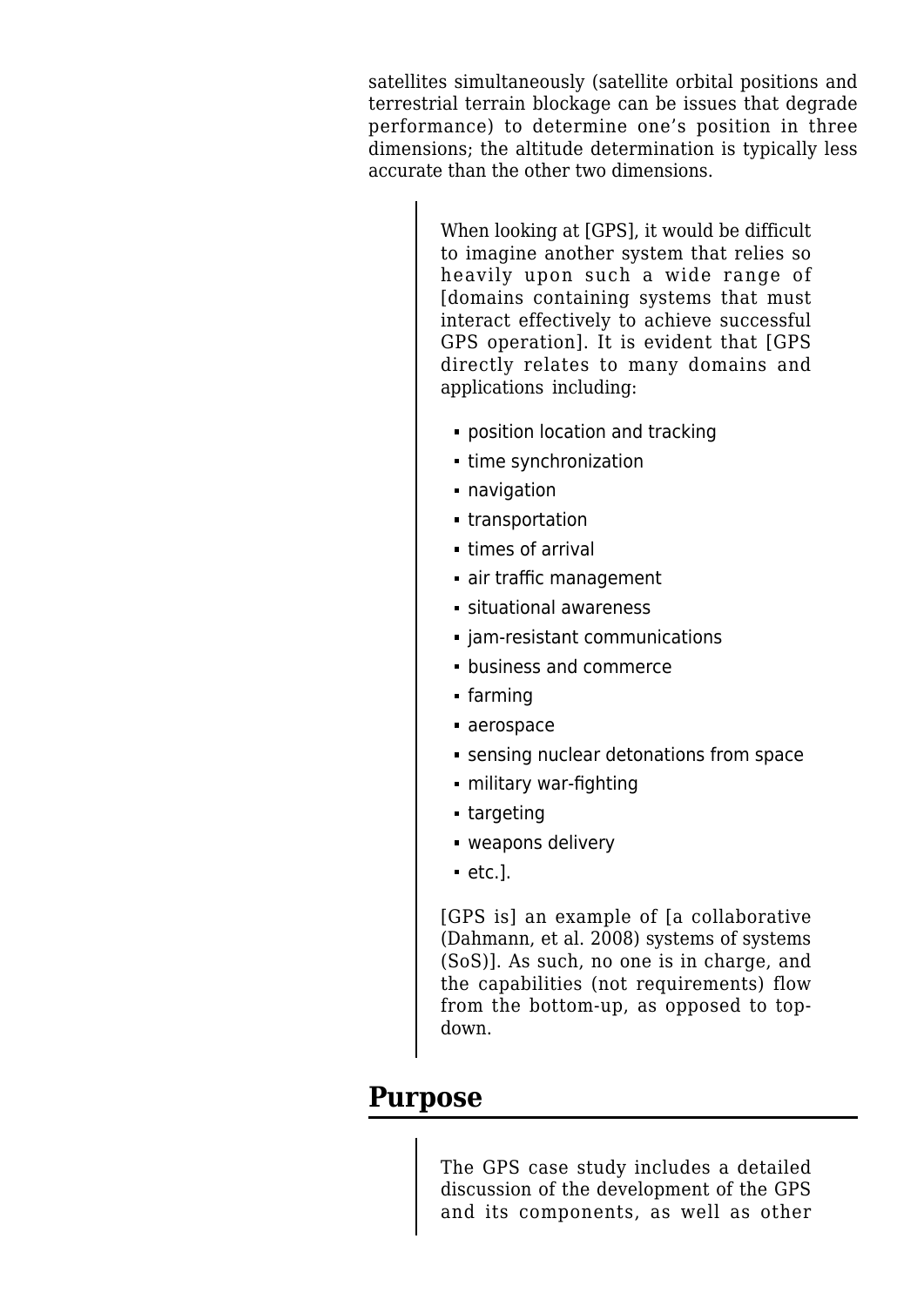satellites simultaneously (satellite orbital positions and terrestrial terrain blockage can be issues that degrade performance) to determine one's position in three dimensions; the altitude determination is typically less accurate than the other two dimensions.

> When looking at [GPS], it would be difficult to imagine another system that relies so heavily upon such a wide range of [domains containing systems that must interact effectively to achieve successful GPS operation]. It is evident that [GPS directly relates to many domains and applications including:
>
> - position location and tracking
> - time synchronization
> - navigation
> - transportation
> - times of arrival
> - air traffic management
> - situational awareness
> - jam-resistant communications
> - business and commerce
> - farming
> - aerospace
> - sensing nuclear detonations from space
> - military war-fighting
> - targeting
> - weapons delivery
> - etc.].
>
> [GPS is] an example of [a collaborative (Dahmann, et al. 2008) systems of systems (SoS)]. As such, no one is in charge, and the capabilities (not requirements) flow from the bottom-up, as opposed to top-down.

## Purpose

> The GPS case study includes a detailed discussion of the development of the GPS and its components, as well as other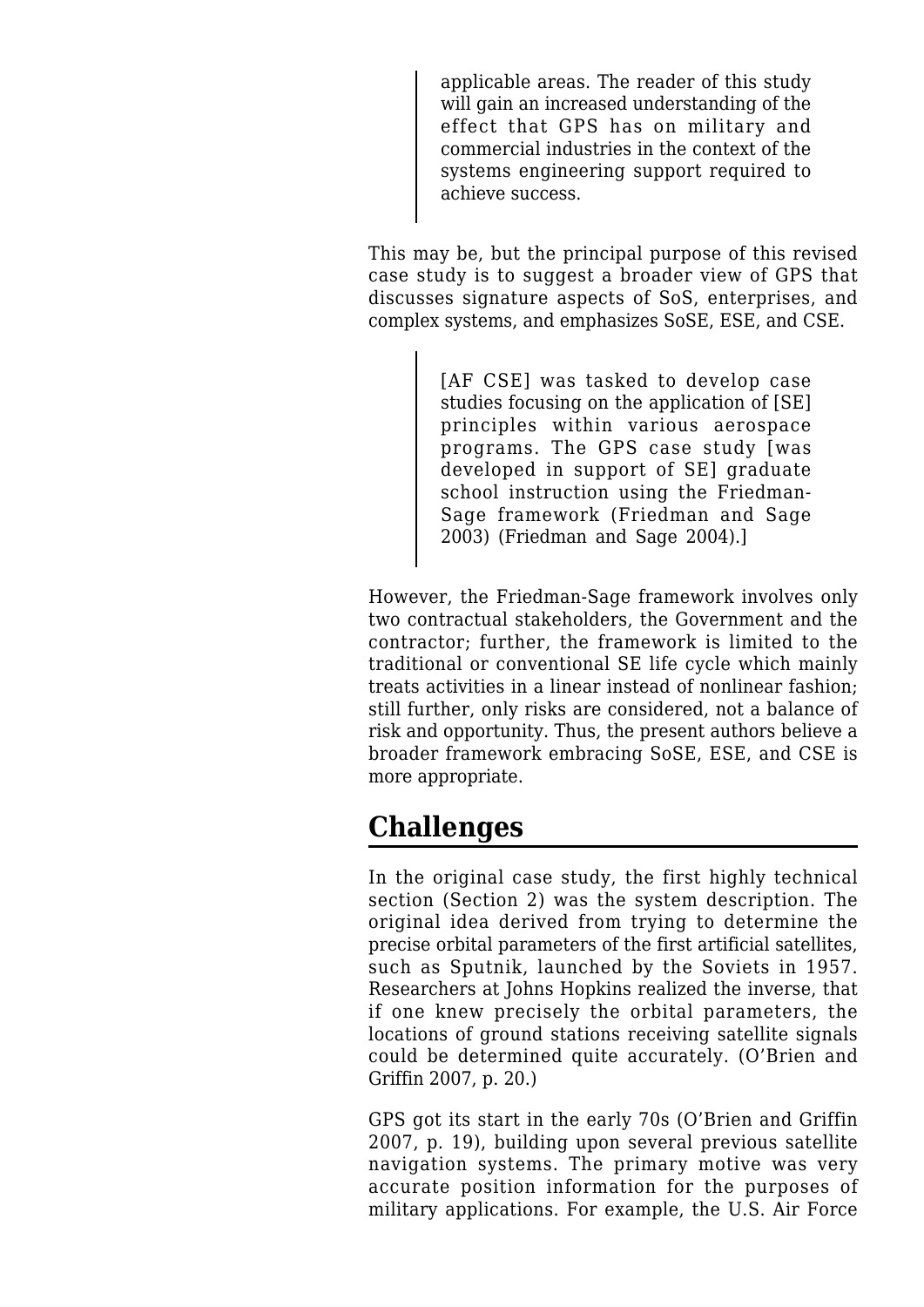> applicable areas. The reader of this study will gain an increased understanding of the effect that GPS has on military and commercial industries in the context of the systems engineering support required to achieve success.

This may be, but the principal purpose of this revised case study is to suggest a broader view of GPS that discusses signature aspects of SoS, enterprises, and complex systems, and emphasizes SoSE, ESE, and CSE.

> [AF CSE] was tasked to develop case studies focusing on the application of [SE] principles within various aerospace programs. The GPS case study [was developed in support of SE] graduate school instruction using the Friedman-Sage framework (Friedman and Sage 2003) (Friedman and Sage 2004).]

However, the Friedman-Sage framework involves only two contractual stakeholders, the Government and the contractor; further, the framework is limited to the traditional or conventional SE life cycle which mainly treats activities in a linear instead of nonlinear fashion; still further, only risks are considered, not a balance of risk and opportunity. Thus, the present authors believe a broader framework embracing SoSE, ESE, and CSE is more appropriate.

## Challenges

In the original case study, the first highly technical section (Section 2) was the system description. The original idea derived from trying to determine the precise orbital parameters of the first artificial satellites, such as Sputnik, launched by the Soviets in 1957. Researchers at Johns Hopkins realized the inverse, that if one knew precisely the orbital parameters, the locations of ground stations receiving satellite signals could be determined quite accurately. (O'Brien and Griffin 2007, p. 20.)

GPS got its start in the early 70s (O'Brien and Griffin 2007, p. 19), building upon several previous satellite navigation systems. The primary motive was very accurate position information for the purposes of military applications. For example, the U.S. Air Force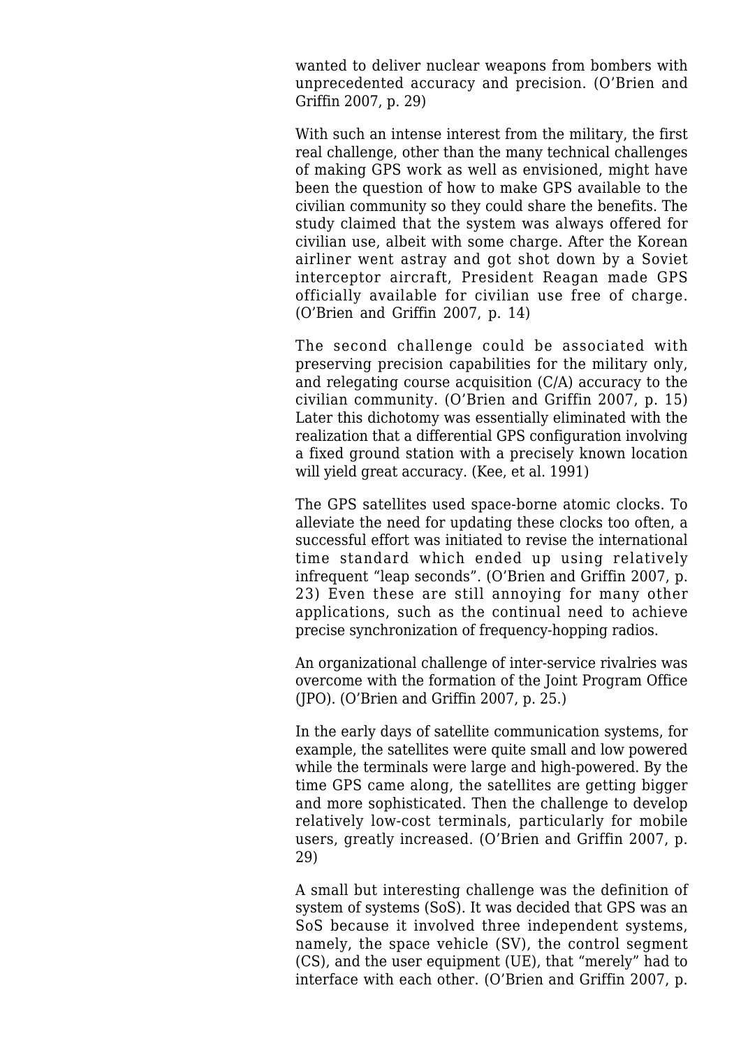wanted to deliver nuclear weapons from bombers with unprecedented accuracy and precision. (O'Brien and Griffin 2007, p. 29)

With such an intense interest from the military, the first real challenge, other than the many technical challenges of making GPS work as well as envisioned, might have been the question of how to make GPS available to the civilian community so they could share the benefits. The study claimed that the system was always offered for civilian use, albeit with some charge. After the Korean airliner went astray and got shot down by a Soviet interceptor aircraft, President Reagan made GPS officially available for civilian use free of charge. (O'Brien and Griffin 2007, p. 14)

The second challenge could be associated with preserving precision capabilities for the military only, and relegating course acquisition (C/A) accuracy to the civilian community. (O'Brien and Griffin 2007, p. 15) Later this dichotomy was essentially eliminated with the realization that a differential GPS configuration involving a fixed ground station with a precisely known location will yield great accuracy. (Kee, et al. 1991)

The GPS satellites used space-borne atomic clocks. To alleviate the need for updating these clocks too often, a successful effort was initiated to revise the international time standard which ended up using relatively infrequent "leap seconds". (O'Brien and Griffin 2007, p. 23) Even these are still annoying for many other applications, such as the continual need to achieve precise synchronization of frequency-hopping radios.

An organizational challenge of inter-service rivalries was overcome with the formation of the Joint Program Office (JPO). (O'Brien and Griffin 2007, p. 25.)

In the early days of satellite communication systems, for example, the satellites were quite small and low powered while the terminals were large and high-powered. By the time GPS came along, the satellites are getting bigger and more sophisticated. Then the challenge to develop relatively low-cost terminals, particularly for mobile users, greatly increased. (O'Brien and Griffin 2007, p. 29)

A small but interesting challenge was the definition of system of systems (SoS). It was decided that GPS was an SoS because it involved three independent systems, namely, the space vehicle (SV), the control segment (CS), and the user equipment (UE), that "merely" had to interface with each other. (O'Brien and Griffin 2007, p.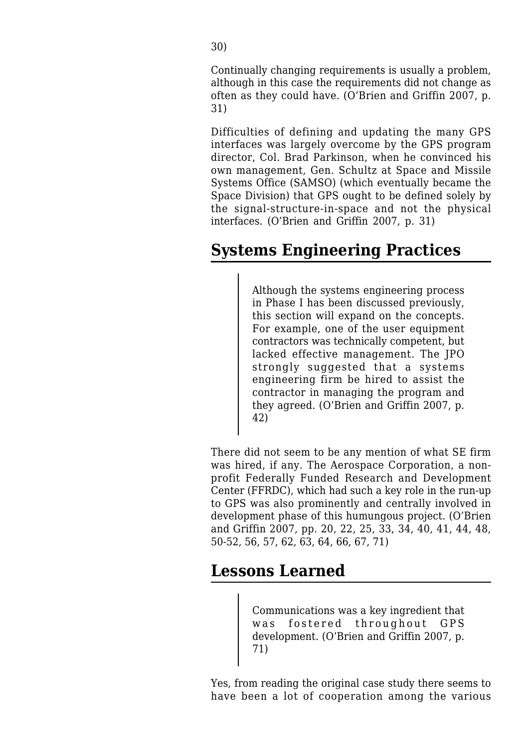30)

Continually changing requirements is usually a problem, although in this case the requirements did not change as often as they could have. (O'Brien and Griffin 2007, p. 31)

Difficulties of defining and updating the many GPS interfaces was largely overcome by the GPS program director, Col. Brad Parkinson, when he convinced his own management, Gen. Schultz at Space and Missile Systems Office (SAMSO) (which eventually became the Space Division) that GPS ought to be defined solely by the signal-structure-in-space and not the physical interfaces. (O'Brien and Griffin 2007, p. 31)

## Systems Engineering Practices

> Although the systems engineering process in Phase I has been discussed previously, this section will expand on the concepts. For example, one of the user equipment contractors was technically competent, but lacked effective management. The JPO strongly suggested that a systems engineering firm be hired to assist the contractor in managing the program and they agreed. (O'Brien and Griffin 2007, p. 42)

There did not seem to be any mention of what SE firm was hired, if any. The Aerospace Corporation, a non-profit Federally Funded Research and Development Center (FFRDC), which had such a key role in the run-up to GPS was also prominently and centrally involved in development phase of this humungous project. (O'Brien and Griffin 2007, pp. 20, 22, 25, 33, 34, 40, 41, 44, 48, 50-52, 56, 57, 62, 63, 64, 66, 67, 71)

## Lessons Learned

> Communications was a key ingredient that was fostered throughout GPS development. (O'Brien and Griffin 2007, p. 71)

Yes, from reading the original case study there seems to have been a lot of cooperation among the various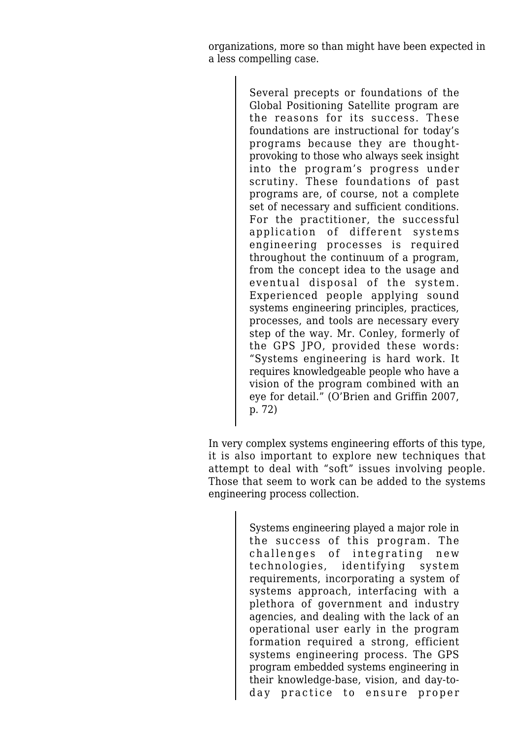organizations, more so than might have been expected in a less compelling case.

> Several precepts or foundations of the Global Positioning Satellite program are the reasons for its success. These foundations are instructional for today's programs because they are thought-provoking to those who always seek insight into the program's progress under scrutiny. These foundations of past programs are, of course, not a complete set of necessary and sufficient conditions. For the practitioner, the successful application of different systems engineering processes is required throughout the continuum of a program, from the concept idea to the usage and eventual disposal of the system. Experienced people applying sound systems engineering principles, practices, processes, and tools are necessary every step of the way. Mr. Conley, formerly of the GPS JPO, provided these words: "Systems engineering is hard work. It requires knowledgeable people who have a vision of the program combined with an eye for detail." (O'Brien and Griffin 2007, p. 72)

In very complex systems engineering efforts of this type, it is also important to explore new techniques that attempt to deal with "soft" issues involving people. Those that seem to work can be added to the systems engineering process collection.

> Systems engineering played a major role in the success of this program. The challenges of integrating new technologies, identifying system requirements, incorporating a system of systems approach, interfacing with a plethora of government and industry agencies, and dealing with the lack of an operational user early in the program formation required a strong, efficient systems engineering process. The GPS program embedded systems engineering in their knowledge-base, vision, and day-to-day practice to ensure proper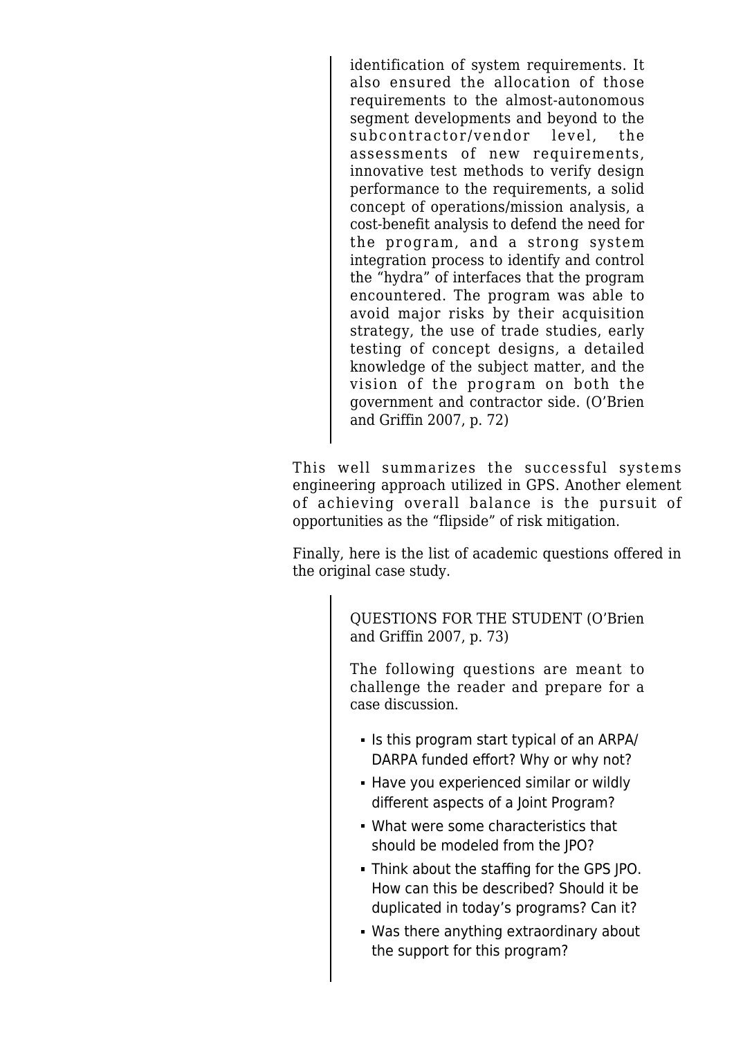> identification of system requirements. It also ensured the allocation of those requirements to the almost-autonomous segment developments and beyond to the subcontractor/vendor level, the assessments of new requirements, innovative test methods to verify design performance to the requirements, a solid concept of operations/mission analysis, a cost-benefit analysis to defend the need for the program, and a strong system integration process to identify and control the "hydra" of interfaces that the program encountered. The program was able to avoid major risks by their acquisition strategy, the use of trade studies, early testing of concept designs, a detailed knowledge of the subject matter, and the vision of the program on both the government and contractor side. (O'Brien and Griffin 2007, p. 72)

This well summarizes the successful systems engineering approach utilized in GPS. Another element of achieving overall balance is the pursuit of opportunities as the "flipside" of risk mitigation.

Finally, here is the list of academic questions offered in the original case study.

> QUESTIONS FOR THE STUDENT (O'Brien and Griffin 2007, p. 73)
>
> The following questions are meant to challenge the reader and prepare for a case discussion.
>
> - Is this program start typical of an ARPA/DARPA funded effort? Why or why not?
> - Have you experienced similar or wildly different aspects of a Joint Program?
> - What were some characteristics that should be modeled from the JPO?
> - Think about the staffing for the GPS JPO. How can this be described? Should it be duplicated in today's programs? Can it?
> - Was there anything extraordinary about the support for this program?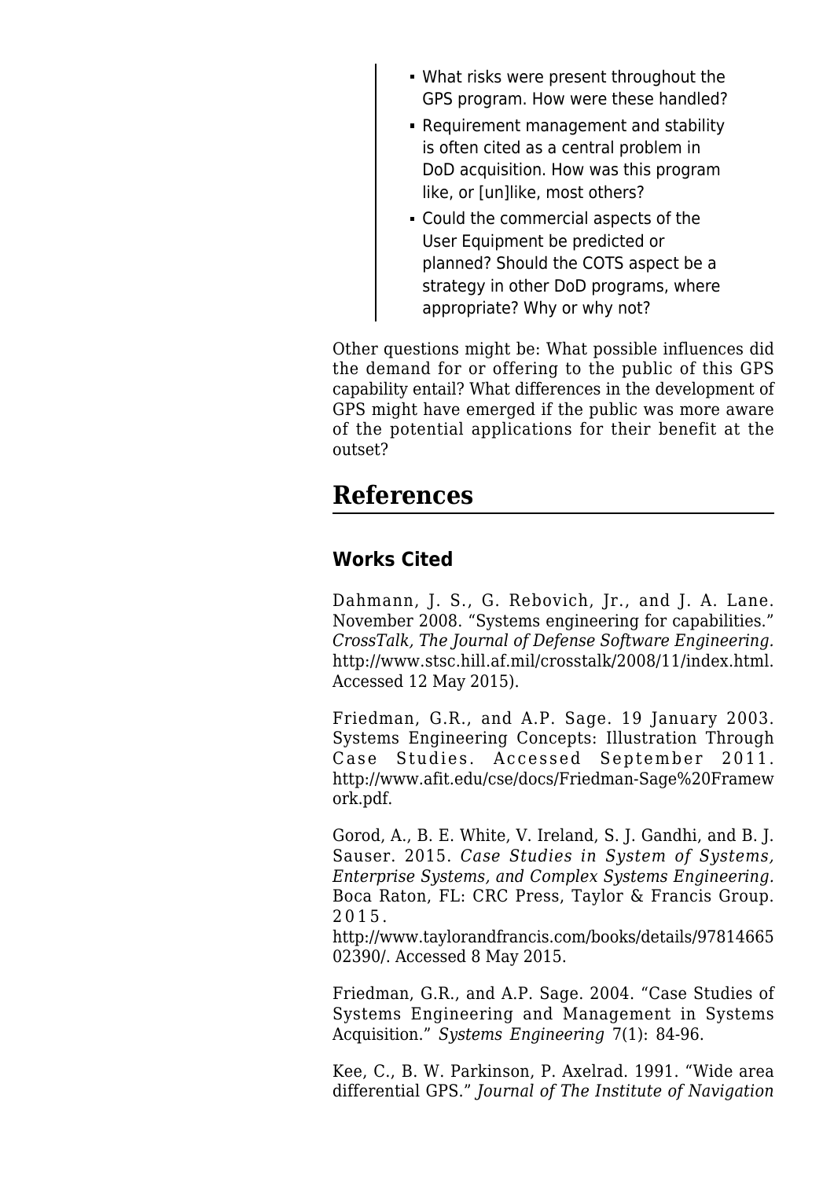- What risks were present throughout the GPS program. How were these handled?
- Requirement management and stability is often cited as a central problem in DoD acquisition. How was this program like, or [un]like, most others?
- Could the commercial aspects of the User Equipment be predicted or planned? Should the COTS aspect be a strategy in other DoD programs, where appropriate? Why or why not?

Other questions might be: What possible influences did the demand for or offering to the public of this GPS capability entail? What differences in the development of GPS might have emerged if the public was more aware of the potential applications for their benefit at the outset?

## References

### Works Cited

Dahmann, J. S., G. Rebovich, Jr., and J. A. Lane. November 2008. "Systems engineering for capabilities." *CrossTalk, The Journal of Defense Software Engineering.* http://www.stsc.hill.af.mil/crosstalk/2008/11/index.html. Accessed 12 May 2015).

Friedman, G.R., and A.P. Sage. 19 January 2003. Systems Engineering Concepts: Illustration Through Case Studies. Accessed September 2011. http://www.afit.edu/cse/docs/Friedman-Sage%20Framework.pdf.

Gorod, A., B. E. White, V. Ireland, S. J. Gandhi, and B. J. Sauser. 2015. *Case Studies in System of Systems, Enterprise Systems, and Complex Systems Engineering.* Boca Raton, FL: CRC Press, Taylor & Francis Group. 2015. http://www.taylorandfrancis.com/books/details/9781466502390/. Accessed 8 May 2015.

Friedman, G.R., and A.P. Sage. 2004. "Case Studies of Systems Engineering and Management in Systems Acquisition." *Systems Engineering* 7(1): 84-96.

Kee, C., B. W. Parkinson, P. Axelrad. 1991. "Wide area differential GPS." *Journal of The Institute of Navigation*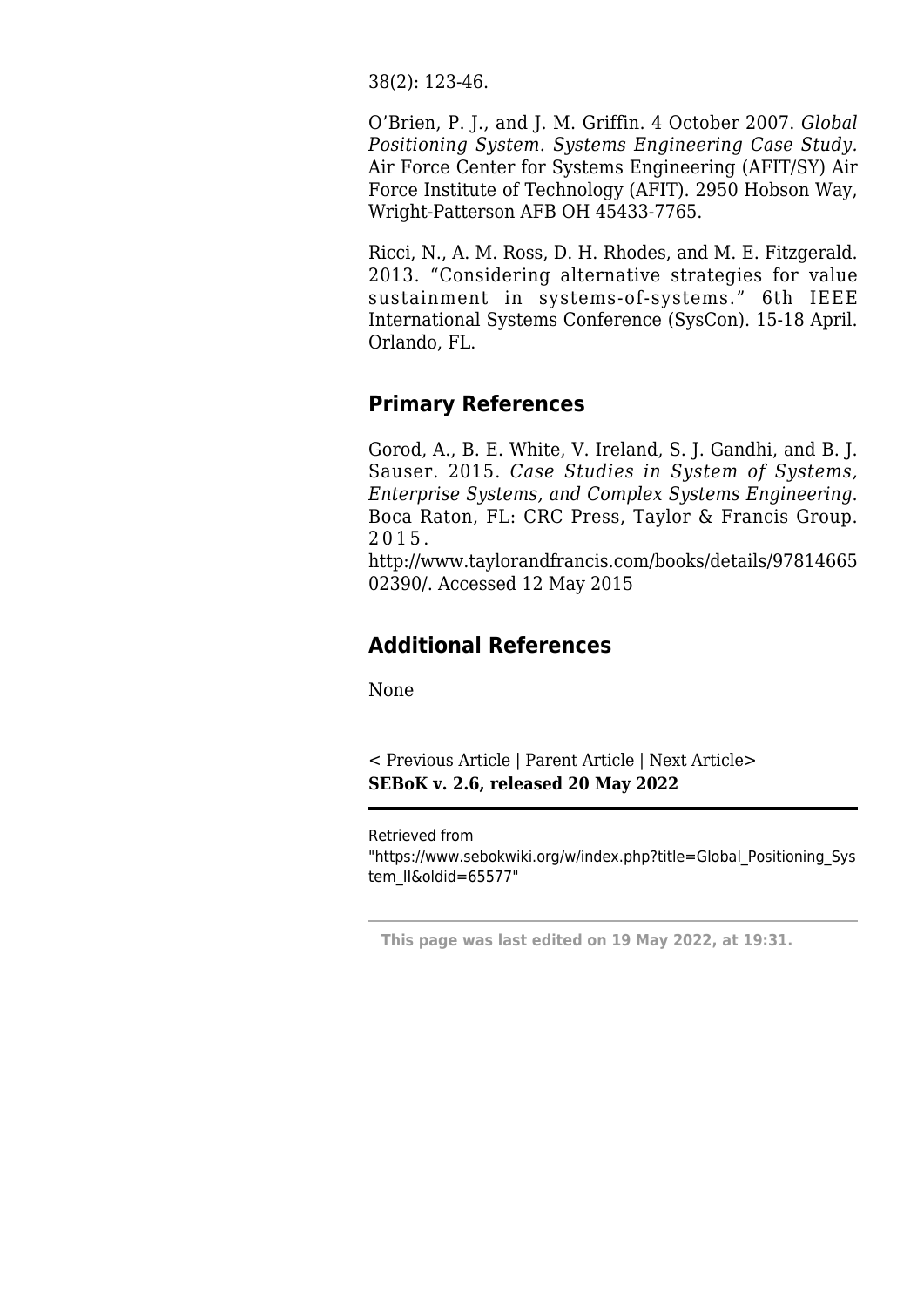38(2): 123-46.

O'Brien, P. J., and J. M. Griffin. 4 October 2007. *Global Positioning System. Systems Engineering Case Study.* Air Force Center for Systems Engineering (AFIT/SY) Air Force Institute of Technology (AFIT). 2950 Hobson Way, Wright-Patterson AFB OH 45433-7765.

Ricci, N., A. M. Ross, D. H. Rhodes, and M. E. Fitzgerald. 2013. "Considering alternative strategies for value sustainment in systems-of-systems." 6th IEEE International Systems Conference (SysCon). 15-18 April. Orlando, FL.

## Primary References

Gorod, A., B. E. White, V. Ireland, S. J. Gandhi, and B. J. Sauser. 2015. *Case Studies in System of Systems, Enterprise Systems, and Complex Systems Engineering*. Boca Raton, FL: CRC Press, Taylor & Francis Group. 2015. http://www.taylorandfrancis.com/books/details/9781466502390/. Accessed 12 May 2015

## Additional References

None

---

< Previous Article | Parent Article | Next Article>
**SEBoK v. 2.6, released 20 May 2022**

---

Retrieved from "https://www.sebokwiki.org/w/index.php?title=Global_Positioning_System_II&oldid=65577"

---

**This page was last edited on 19 May 2022, at 19:31.**